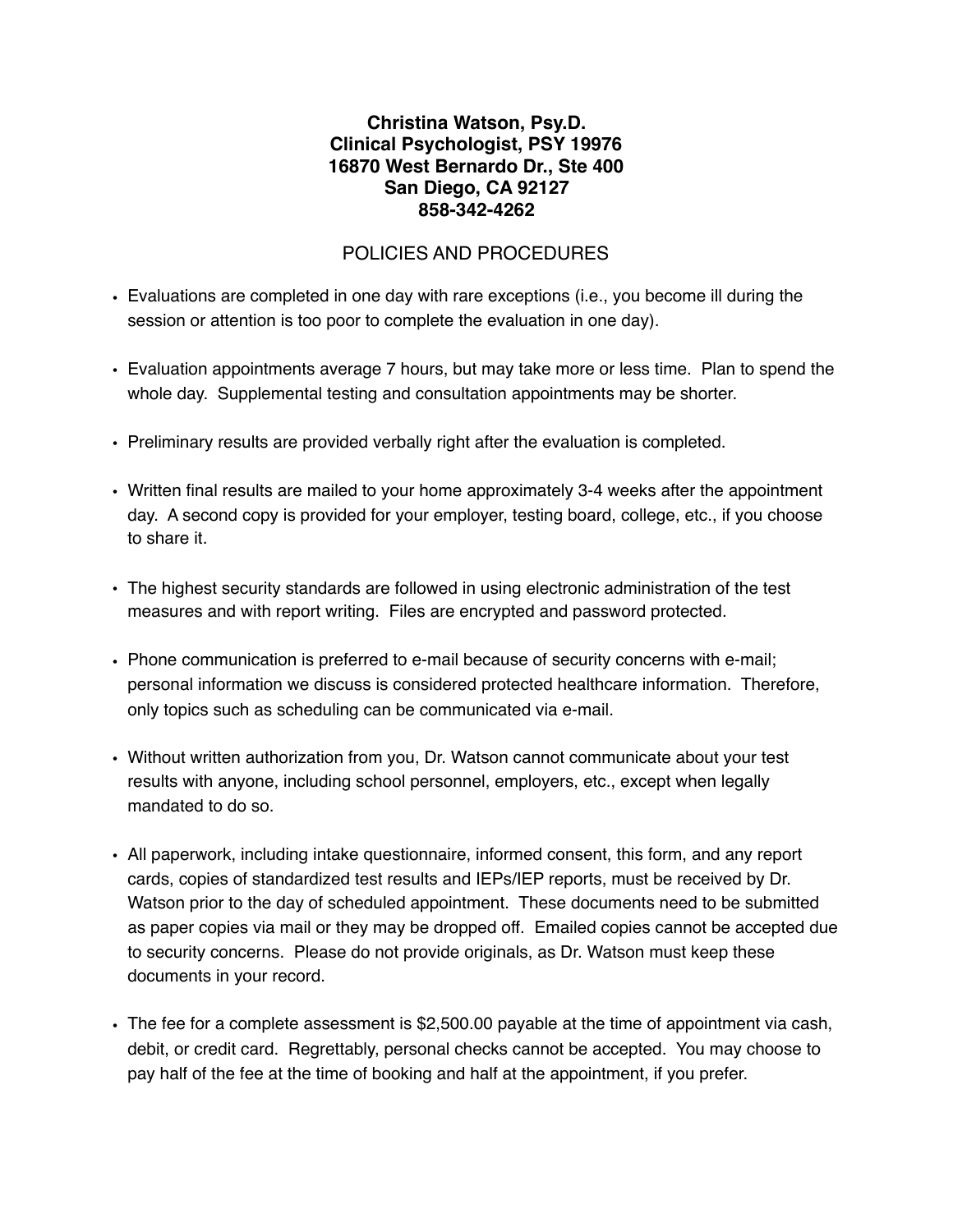**Christina Watson, Psy.D.**
**Clinical Psychologist, PSY 19976**
**16870 West Bernardo Dr., Ste 400**
**San Diego, CA 92127**
**858-342-4262**

POLICIES AND PROCEDURES

- Evaluations are completed in one day with rare exceptions (i.e., you become ill during the session or attention is too poor to complete the evaluation in one day).

- Evaluation appointments average 7 hours, but may take more or less time. Plan to spend the whole day. Supplemental testing and consultation appointments may be shorter.

- Preliminary results are provided verbally right after the evaluation is completed.

- Written final results are mailed to your home approximately 3-4 weeks after the appointment day. A second copy is provided for your employer, testing board, college, etc., if you choose to share it.

- The highest security standards are followed in using electronic administration of the test measures and with report writing. Files are encrypted and password protected.

- Phone communication is preferred to e-mail because of security concerns with e-mail; personal information we discuss is considered protected healthcare information. Therefore, only topics such as scheduling can be communicated via e-mail.

- Without written authorization from you, Dr. Watson cannot communicate about your test results with anyone, including school personnel, employers, etc., except when legally mandated to do so.

- All paperwork, including intake questionnaire, informed consent, this form, and any report cards, copies of standardized test results and IEPs/IEP reports, must be received by Dr. Watson prior to the day of scheduled appointment. These documents need to be submitted as paper copies via mail or they may be dropped off. Emailed copies cannot be accepted due to security concerns. Please do not provide originals, as Dr. Watson must keep these documents in your record.

- The fee for a complete assessment is $2,500.00 payable at the time of appointment via cash, debit, or credit card. Regrettably, personal checks cannot be accepted. You may choose to pay half of the fee at the time of booking and half at the appointment, if you prefer.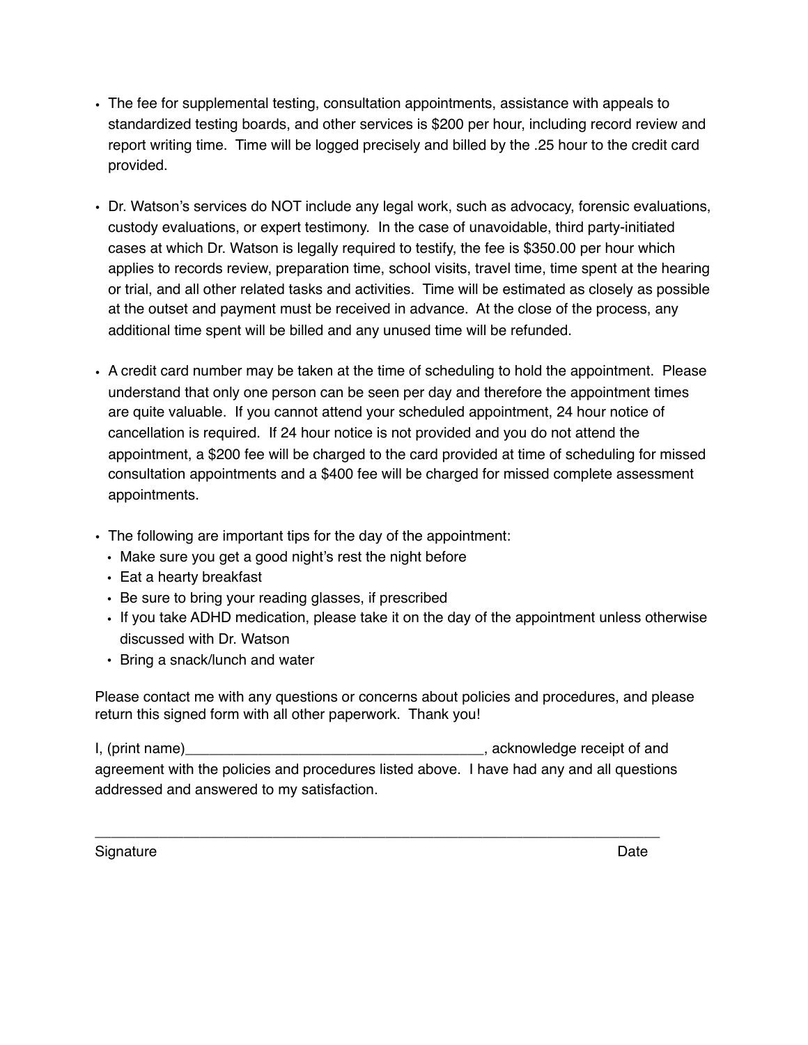- The fee for supplemental testing, consultation appointments, assistance with appeals to standardized testing boards, and other services is $200 per hour, including record review and report writing time. Time will be logged precisely and billed by the .25 hour to the credit card provided.

- Dr. Watson's services do NOT include any legal work, such as advocacy, forensic evaluations, custody evaluations, or expert testimony. In the case of unavoidable, third party-initiated cases at which Dr. Watson is legally required to testify, the fee is $350.00 per hour which applies to records review, preparation time, school visits, travel time, time spent at the hearing or trial, and all other related tasks and activities. Time will be estimated as closely as possible at the outset and payment must be received in advance. At the close of the process, any additional time spent will be billed and any unused time will be refunded.

- A credit card number may be taken at the time of scheduling to hold the appointment. Please understand that only one person can be seen per day and therefore the appointment times are quite valuable. If you cannot attend your scheduled appointment, 24 hour notice of cancellation is required. If 24 hour notice is not provided and you do not attend the appointment, a $200 fee will be charged to the card provided at time of scheduling for missed consultation appointments and a $400 fee will be charged for missed complete assessment appointments.

- The following are important tips for the day of the appointment:
  - Make sure you get a good night's rest the night before
  - Eat a hearty breakfast
  - Be sure to bring your reading glasses, if prescribed
  - If you take ADHD medication, please take it on the day of the appointment unless otherwise discussed with Dr. Watson
  - Bring a snack/lunch and water

Please contact me with any questions or concerns about policies and procedures, and please return this signed form with all other paperwork. Thank you!

I, (print name)______________________________________, acknowledge receipt of and agreement with the policies and procedures listed above. I have had any and all questions addressed and answered to my satisfaction.

_________________________________________________________________________

Signature Date